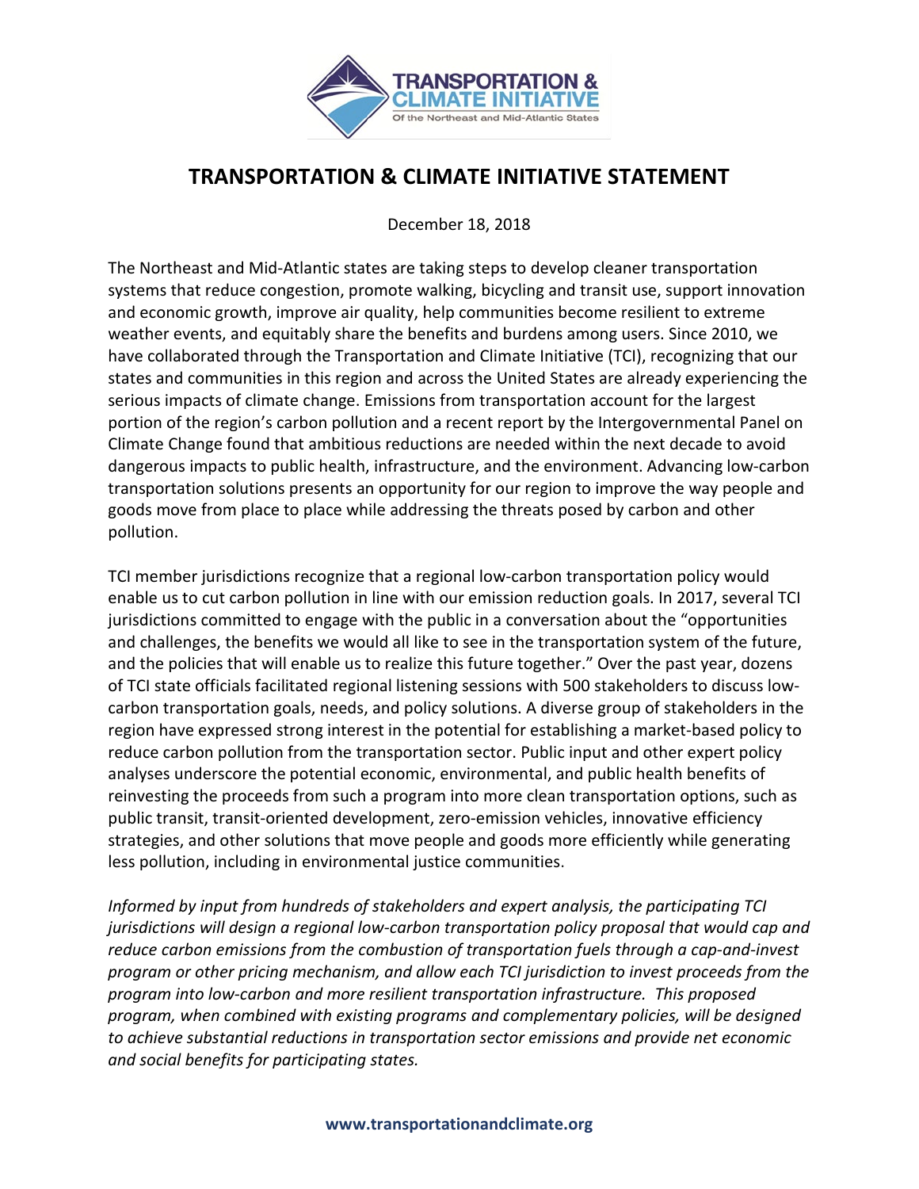# TRANSPORTATION & CLIMATE INITIATIVE STATEMENT

December 18, 2018

The Northeast and Mid-Atlantic states are taking steps to develop cleaner transportation systems that reduce congestion, promote walking, bicycling and transit use, support innovation and economic growth, improve air quality, help communities become resilient to extreme weather events, and equitably share the benefits and burdens among users. Since 2010, we have collaborated through the Transportation and Climate Initiative (TCI), recognizing that our states and communities in this region and across the United States are already experiencing the serious impacts of climate change. Emissions from transportation account for the largest portion of the region's carbon pollution and a recent report by the Intergovernmental Panel on Climate Change found that ambitious reductions are needed within the next decade to avoid dangerous impacts to public health, infrastructure, and the environment. Advancing low-carbon transportation solutions presents an opportunity for our region to improve the way people and goods move from place to place while addressing the threats posed by carbon and other pollution.

TCI member jurisdictions recognize that a regional low-carbon transportation policy would enable us to cut carbon pollution in line with our emission reduction goals. In 2017, several TCI jurisdictions committed to engage with the public in a conversation about the "opportunities and challenges, the benefits we would all like to see in the transportation system of the future, and the policies that will enable us to realize this future together." Over the past year, dozens of TCI state officials facilitated regional listening sessions with 500 stakeholders to discuss low-carbon transportation goals, needs, and policy solutions. A diverse group of stakeholders in the region have expressed strong interest in the potential for establishing a market-based policy to reduce carbon pollution from the transportation sector. Public input and other expert policy analyses underscore the potential economic, environmental, and public health benefits of reinvesting the proceeds from such a program into more clean transportation options, such as public transit, transit-oriented development, zero-emission vehicles, innovative efficiency strategies, and other solutions that move people and goods more efficiently while generating less pollution, including in environmental justice communities.

*Informed by input from hundreds of stakeholders and expert analysis, the participating TCI jurisdictions will design a regional low-carbon transportation policy proposal that would cap and reduce carbon emissions from the combustion of transportation fuels through a cap-and-invest program or other pricing mechanism, and allow each TCI jurisdiction to invest proceeds from the program into low-carbon and more resilient transportation infrastructure. This proposed program, when combined with existing programs and complementary policies, will be designed to achieve substantial reductions in transportation sector emissions and provide net economic and social benefits for participating states.*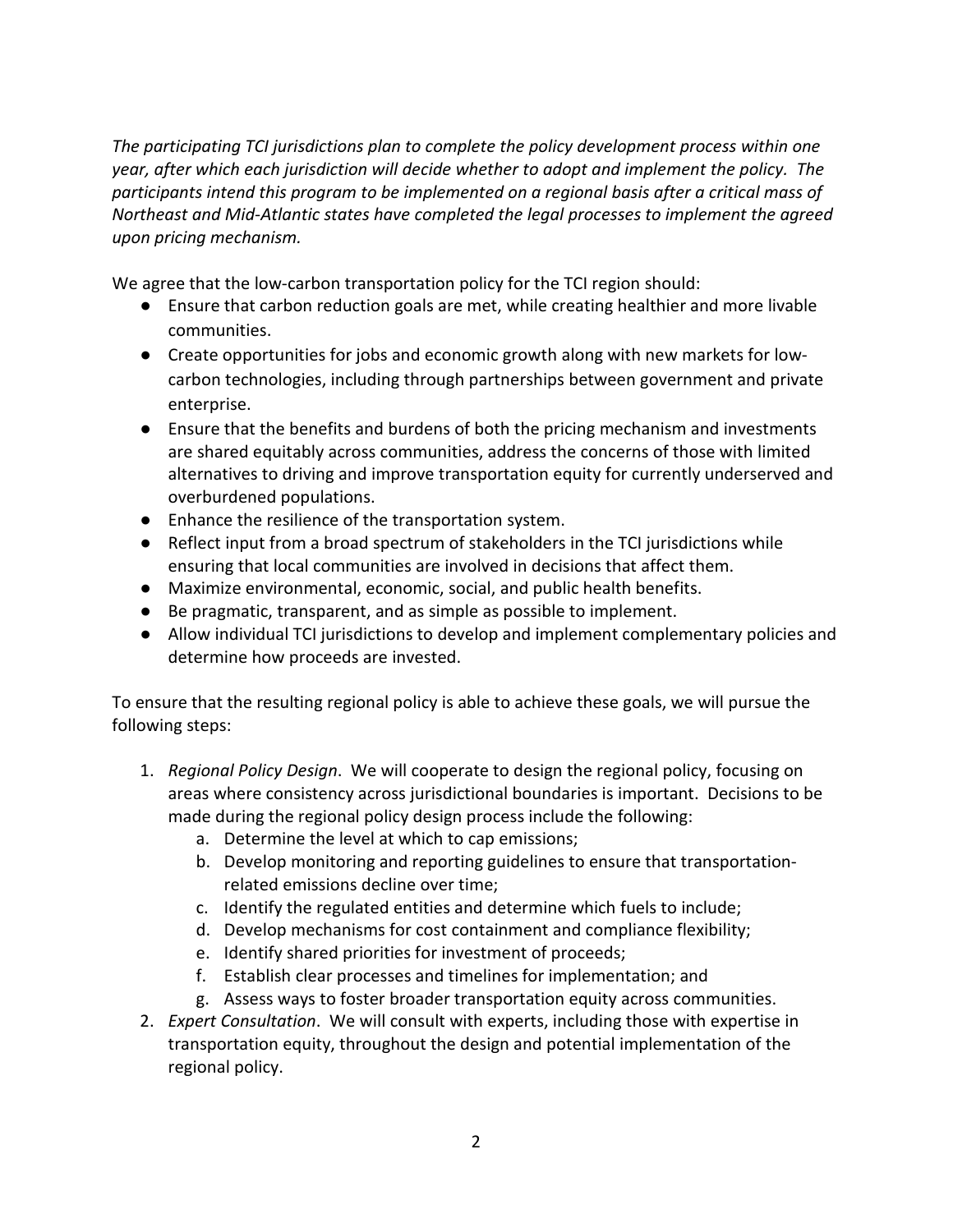*The participating TCI jurisdictions plan to complete the policy development process within one year, after which each jurisdiction will decide whether to adopt and implement the policy. The participants intend this program to be implemented on a regional basis after a critical mass of Northeast and Mid-Atlantic states have completed the legal processes to implement the agreed upon pricing mechanism.*

We agree that the low-carbon transportation policy for the TCI region should:

- Ensure that carbon reduction goals are met, while creating healthier and more livable communities.
- Create opportunities for jobs and economic growth along with new markets for low-carbon technologies, including through partnerships between government and private enterprise.
- Ensure that the benefits and burdens of both the pricing mechanism and investments are shared equitably across communities, address the concerns of those with limited alternatives to driving and improve transportation equity for currently underserved and overburdened populations.
- Enhance the resilience of the transportation system.
- Reflect input from a broad spectrum of stakeholders in the TCI jurisdictions while ensuring that local communities are involved in decisions that affect them.
- Maximize environmental, economic, social, and public health benefits.
- Be pragmatic, transparent, and as simple as possible to implement.
- Allow individual TCI jurisdictions to develop and implement complementary policies and determine how proceeds are invested.

To ensure that the resulting regional policy is able to achieve these goals, we will pursue the following steps:

1. *Regional Policy Design*. We will cooperate to design the regional policy, focusing on areas where consistency across jurisdictional boundaries is important. Decisions to be made during the regional policy design process include the following:
   a. Determine the level at which to cap emissions;
   b. Develop monitoring and reporting guidelines to ensure that transportation-related emissions decline over time;
   c. Identify the regulated entities and determine which fuels to include;
   d. Develop mechanisms for cost containment and compliance flexibility;
   e. Identify shared priorities for investment of proceeds;
   f. Establish clear processes and timelines for implementation; and
   g. Assess ways to foster broader transportation equity across communities.
2. *Expert Consultation*. We will consult with experts, including those with expertise in transportation equity, throughout the design and potential implementation of the regional policy.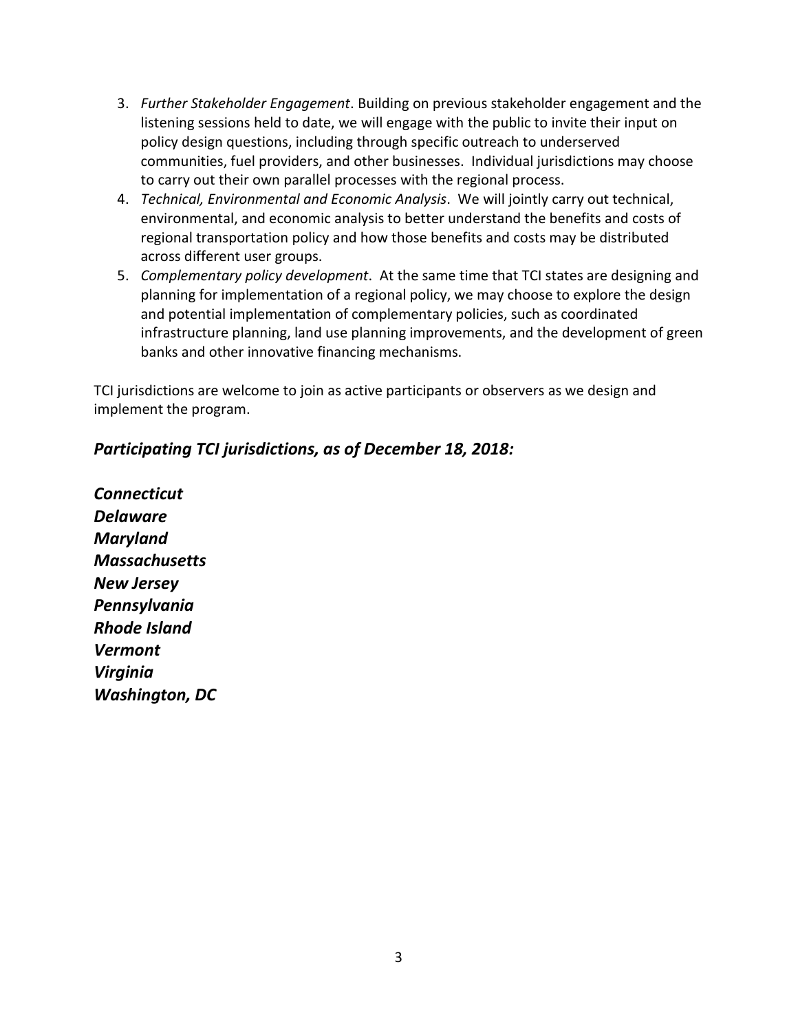3. *Further Stakeholder Engagement*. Building on previous stakeholder engagement and the listening sessions held to date, we will engage with the public to invite their input on policy design questions, including through specific outreach to underserved communities, fuel providers, and other businesses. Individual jurisdictions may choose to carry out their own parallel processes with the regional process.
4. *Technical, Environmental and Economic Analysis*. We will jointly carry out technical, environmental, and economic analysis to better understand the benefits and costs of regional transportation policy and how those benefits and costs may be distributed across different user groups.
5. *Complementary policy development*. At the same time that TCI states are designing and planning for implementation of a regional policy, we may choose to explore the design and potential implementation of complementary policies, such as coordinated infrastructure planning, land use planning improvements, and the development of green banks and other innovative financing mechanisms.

TCI jurisdictions are welcome to join as active participants or observers as we design and implement the program.

### *Participating TCI jurisdictions, as of December 18, 2018:*

***Connecticut***
***Delaware***
***Maryland***
***Massachusetts***
***New Jersey***
***Pennsylvania***
***Rhode Island***
***Vermont***
***Virginia***
***Washington, DC***